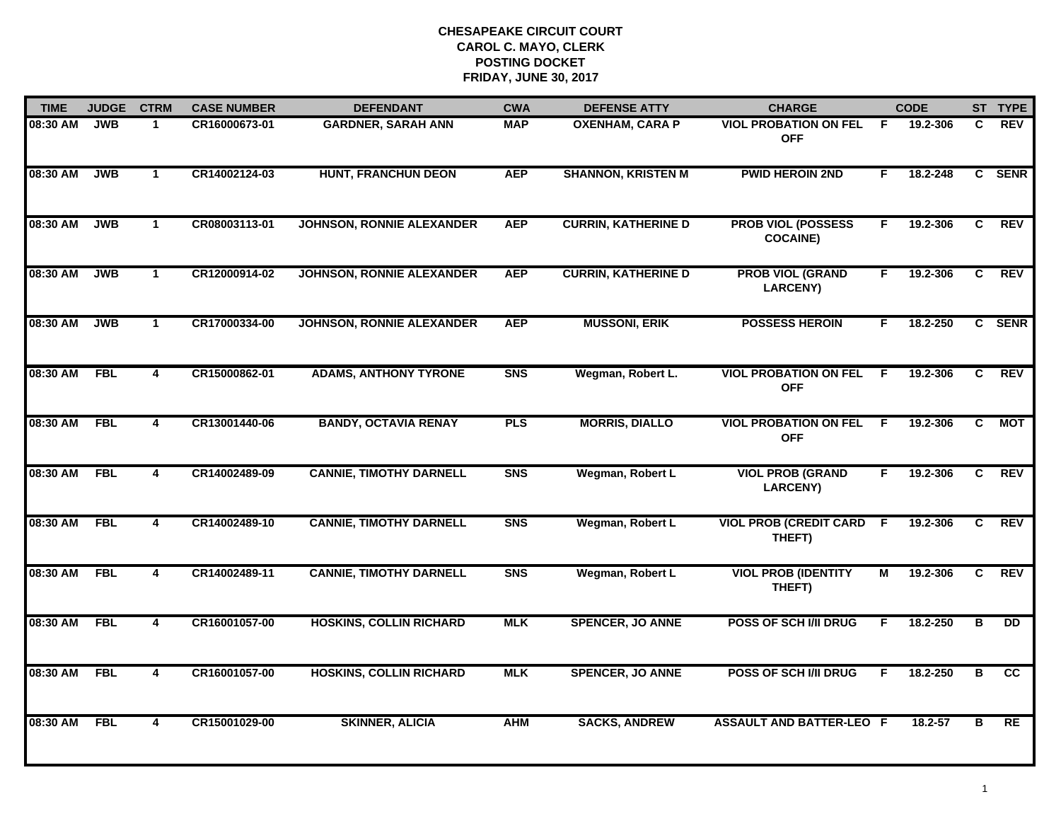**CHESAPEAKE CIRCUIT COURT**
**CAROL C. MAYO, CLERK**
**POSTING DOCKET**
**FRIDAY, JUNE 30, 2017**

| TIME | JUDGE | CTRM | CASE NUMBER | DEFENDANT | CWA | DEFENSE ATTY | CHARGE | | CODE | ST | TYPE |
|---|---|---|---|---|---|---|---|---|---|---|---|
| 08:30 AM | JWB | 1 | CR16000673-01 | GARDNER, SARAH ANN | MAP | OXENHAM, CARA P | VIOL PROBATION ON FEL OFF | F | 19.2-306 | C | REV |
| 08:30 AM | JWB | 1 | CR14002124-03 | HUNT, FRANCHUN DEON | AEP | SHANNON, KRISTEN M | PWID HEROIN 2ND | F | 18.2-248 | C | SENR |
| 08:30 AM | JWB | 1 | CR08003113-01 | JOHNSON, RONNIE ALEXANDER | AEP | CURRIN, KATHERINE D | PROB VIOL (POSSESS COCAINE) | F | 19.2-306 | C | REV |
| 08:30 AM | JWB | 1 | CR12000914-02 | JOHNSON, RONNIE ALEXANDER | AEP | CURRIN, KATHERINE D | PROB VIOL (GRAND LARCENY) | F | 19.2-306 | C | REV |
| 08:30 AM | JWB | 1 | CR17000334-00 | JOHNSON, RONNIE ALEXANDER | AEP | MUSSONI, ERIK | POSSESS HEROIN | F | 18.2-250 | C | SENR |
| 08:30 AM | FBL | 4 | CR15000862-01 | ADAMS, ANTHONY TYRONE | SNS | Wegman, Robert L. | VIOL PROBATION ON FEL OFF | F | 19.2-306 | C | REV |
| 08:30 AM | FBL | 4 | CR13001440-06 | BANDY, OCTAVIA RENAY | PLS | MORRIS, DIALLO | VIOL PROBATION ON FEL OFF | F | 19.2-306 | C | MOT |
| 08:30 AM | FBL | 4 | CR14002489-09 | CANNIE, TIMOTHY DARNELL | SNS | Wegman, Robert L | VIOL PROB (GRAND LARCENY) | F | 19.2-306 | C | REV |
| 08:30 AM | FBL | 4 | CR14002489-10 | CANNIE, TIMOTHY DARNELL | SNS | Wegman, Robert L | VIOL PROB (CREDIT CARD THEFT) | F | 19.2-306 | C | REV |
| 08:30 AM | FBL | 4 | CR14002489-11 | CANNIE, TIMOTHY DARNELL | SNS | Wegman, Robert L | VIOL PROB (IDENTITY THEFT) | M | 19.2-306 | C | REV |
| 08:30 AM | FBL | 4 | CR16001057-00 | HOSKINS, COLLIN RICHARD | MLK | SPENCER, JO ANNE | POSS OF SCH I/II DRUG | F | 18.2-250 | B | DD |
| 08:30 AM | FBL | 4 | CR16001057-00 | HOSKINS, COLLIN RICHARD | MLK | SPENCER, JO ANNE | POSS OF SCH I/II DRUG | F | 18.2-250 | B | CC |
| 08:30 AM | FBL | 4 | CR15001029-00 | SKINNER, ALICIA | AHM | SACKS, ANDREW | ASSAULT AND BATTER-LEO | F | 18.2-57 | B | RE |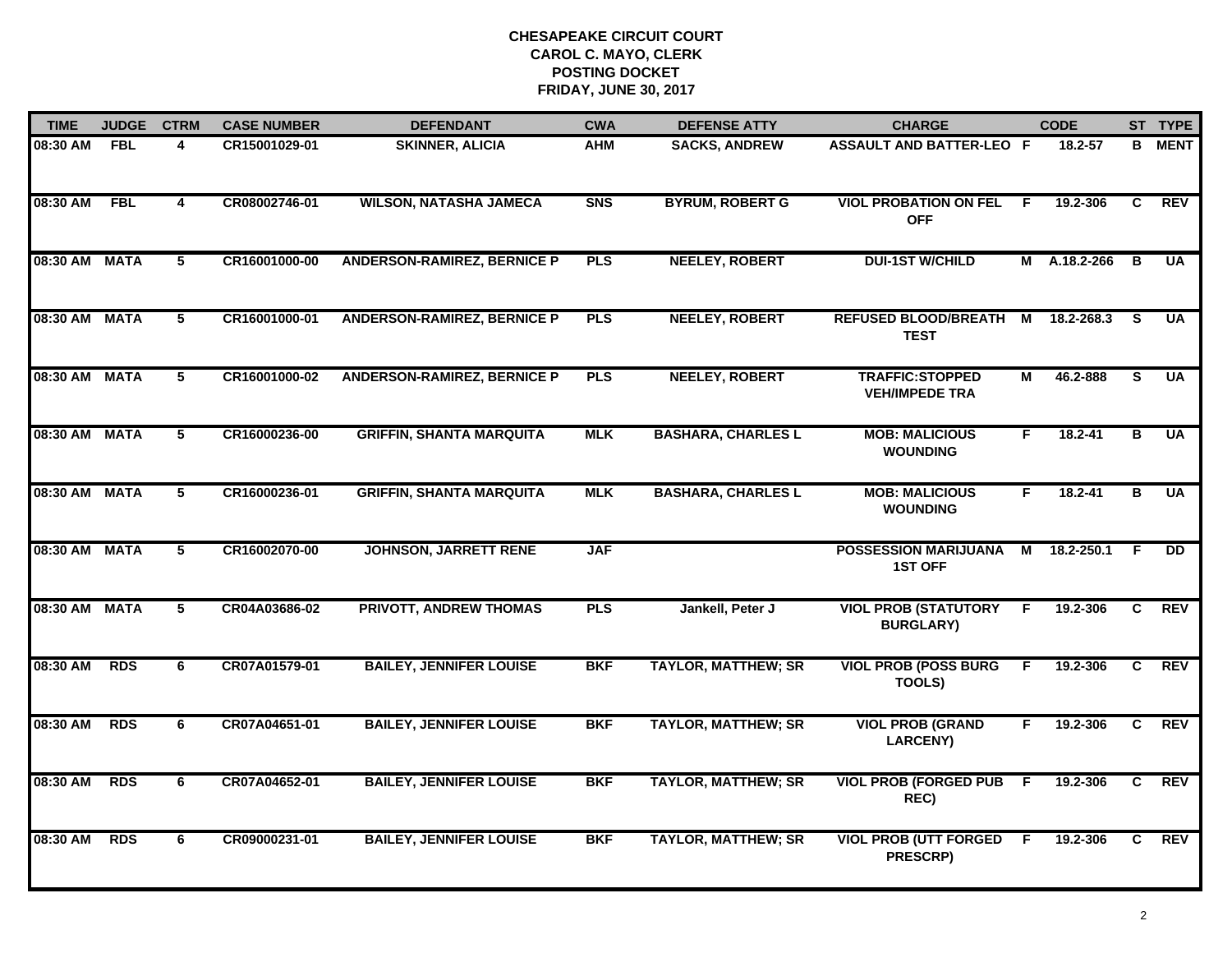# CHESAPEAKE CIRCUIT COURT
## CAROL C. MAYO, CLERK
## POSTING DOCKET
## FRIDAY, JUNE 30, 2017

| TIME | JUDGE | CTRM | CASE NUMBER | DEFENDANT | CWA | DEFENSE ATTY | CHARGE | | CODE | ST | TYPE |
|---|---|---|---|---|---|---|---|---|---|---|---|
| 08:30 AM | FBL | 4 | CR15001029-01 | SKINNER, ALICIA | AHM | SACKS, ANDREW | ASSAULT AND BATTER-LEO | F | 18.2-57 | B | MENT |
| 08:30 AM | FBL | 4 | CR08002746-01 | WILSON, NATASHA JAMECA | SNS | BYRUM, ROBERT G | VIOL PROBATION ON FEL OFF | F | 19.2-306 | C | REV |
| 08:30 AM | MATA | 5 | CR16001000-00 | ANDERSON-RAMIREZ, BERNICE P | PLS | NEELEY, ROBERT | DUI-1ST W/CHILD | M | A.18.2-266 | B | UA |
| 08:30 AM | MATA | 5 | CR16001000-01 | ANDERSON-RAMIREZ, BERNICE P | PLS | NEELEY, ROBERT | REFUSED BLOOD/BREATH TEST | M | 18.2-268.3 | S | UA |
| 08:30 AM | MATA | 5 | CR16001000-02 | ANDERSON-RAMIREZ, BERNICE P | PLS | NEELEY, ROBERT | TRAFFIC:STOPPED VEH/IMPEDE TRA | M | 46.2-888 | S | UA |
| 08:30 AM | MATA | 5 | CR16000236-00 | GRIFFIN, SHANTA MARQUITA | MLK | BASHARA, CHARLES L | MOB: MALICIOUS WOUNDING | F | 18.2-41 | B | UA |
| 08:30 AM | MATA | 5 | CR16000236-01 | GRIFFIN, SHANTA MARQUITA | MLK | BASHARA, CHARLES L | MOB: MALICIOUS WOUNDING | F | 18.2-41 | B | UA |
| 08:30 AM | MATA | 5 | CR16002070-00 | JOHNSON, JARRETT RENE | JAF | | POSSESSION MARIJUANA 1ST OFF | M | 18.2-250.1 | F | DD |
| 08:30 AM | MATA | 5 | CR04A03686-02 | PRIVOTT, ANDREW THOMAS | PLS | Jankell, Peter J | VIOL PROB (STATUTORY BURGLARY) | F | 19.2-306 | C | REV |
| 08:30 AM | RDS | 6 | CR07A01579-01 | BAILEY, JENNIFER LOUISE | BKF | TAYLOR, MATTHEW; SR | VIOL PROB (POSS BURG TOOLS) | F | 19.2-306 | C | REV |
| 08:30 AM | RDS | 6 | CR07A04651-01 | BAILEY, JENNIFER LOUISE | BKF | TAYLOR, MATTHEW; SR | VIOL PROB (GRAND LARCENY) | F | 19.2-306 | C | REV |
| 08:30 AM | RDS | 6 | CR07A04652-01 | BAILEY, JENNIFER LOUISE | BKF | TAYLOR, MATTHEW; SR | VIOL PROB (FORGED PUB REC) | F | 19.2-306 | C | REV |
| 08:30 AM | RDS | 6 | CR09000231-01 | BAILEY, JENNIFER LOUISE | BKF | TAYLOR, MATTHEW; SR | VIOL PROB (UTT FORGED PRESCRP) | F | 19.2-306 | C | REV |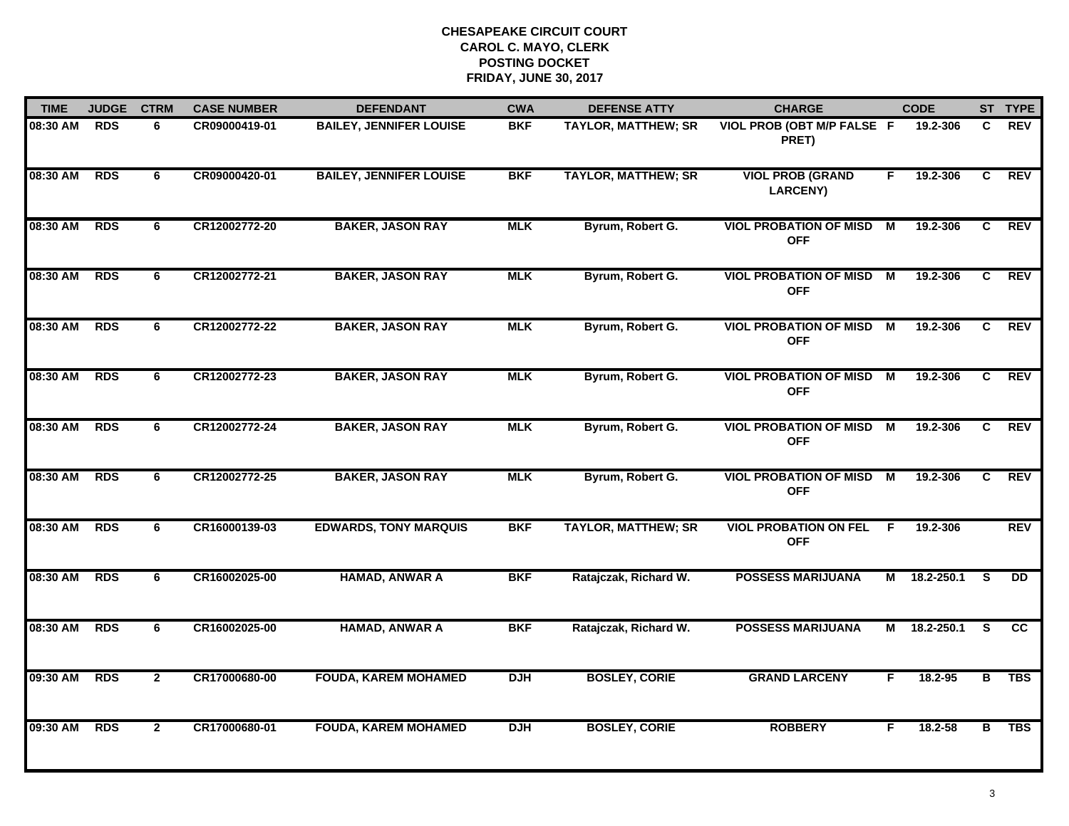# CHESAPEAKE CIRCUIT COURT
## CAROL C. MAYO, CLERK
## POSTING DOCKET
## FRIDAY, JUNE 30, 2017

| TIME | JUDGE | CTRM | CASE NUMBER | DEFENDANT | CWA | DEFENSE ATTY | CHARGE | | CODE | ST | TYPE |
|---|---|---|---|---|---|---|---|---|---|---|---|
| 08:30 AM | RDS | 6 | CR09000419-01 | BAILEY, JENNIFER LOUISE | BKF | TAYLOR, MATTHEW; SR | VIOL PROB (OBT M/P FALSE PRET) | F | 19.2-306 | C | REV |
| 08:30 AM | RDS | 6 | CR09000420-01 | BAILEY, JENNIFER LOUISE | BKF | TAYLOR, MATTHEW; SR | VIOL PROB (GRAND LARCENY) | F | 19.2-306 | C | REV |
| 08:30 AM | RDS | 6 | CR12002772-20 | BAKER, JASON RAY | MLK | Byrum, Robert G. | VIOL PROBATION OF MISD OFF | M | 19.2-306 | C | REV |
| 08:30 AM | RDS | 6 | CR12002772-21 | BAKER, JASON RAY | MLK | Byrum, Robert G. | VIOL PROBATION OF MISD OFF | M | 19.2-306 | C | REV |
| 08:30 AM | RDS | 6 | CR12002772-22 | BAKER, JASON RAY | MLK | Byrum, Robert G. | VIOL PROBATION OF MISD OFF | M | 19.2-306 | C | REV |
| 08:30 AM | RDS | 6 | CR12002772-23 | BAKER, JASON RAY | MLK | Byrum, Robert G. | VIOL PROBATION OF MISD OFF | M | 19.2-306 | C | REV |
| 08:30 AM | RDS | 6 | CR12002772-24 | BAKER, JASON RAY | MLK | Byrum, Robert G. | VIOL PROBATION OF MISD OFF | M | 19.2-306 | C | REV |
| 08:30 AM | RDS | 6 | CR12002772-25 | BAKER, JASON RAY | MLK | Byrum, Robert G. | VIOL PROBATION OF MISD OFF | M | 19.2-306 | C | REV |
| 08:30 AM | RDS | 6 | CR16000139-03 | EDWARDS, TONY MARQUIS | BKF | TAYLOR, MATTHEW; SR | VIOL PROBATION ON FEL OFF | F | 19.2-306 | | REV |
| 08:30 AM | RDS | 6 | CR16002025-00 | HAMAD, ANWAR A | BKF | Ratajczak, Richard W. | POSSESS MARIJUANA | M | 18.2-250.1 | S | DD |
| 08:30 AM | RDS | 6 | CR16002025-00 | HAMAD, ANWAR A | BKF | Ratajczak, Richard W. | POSSESS MARIJUANA | M | 18.2-250.1 | S | CC |
| 09:30 AM | RDS | 2 | CR17000680-00 | FOUDA, KAREM MOHAMED | DJH | BOSLEY, CORIE | GRAND LARCENY | F | 18.2-95 | B | TBS |
| 09:30 AM | RDS | 2 | CR17000680-01 | FOUDA, KAREM MOHAMED | DJH | BOSLEY, CORIE | ROBBERY | F | 18.2-58 | B | TBS |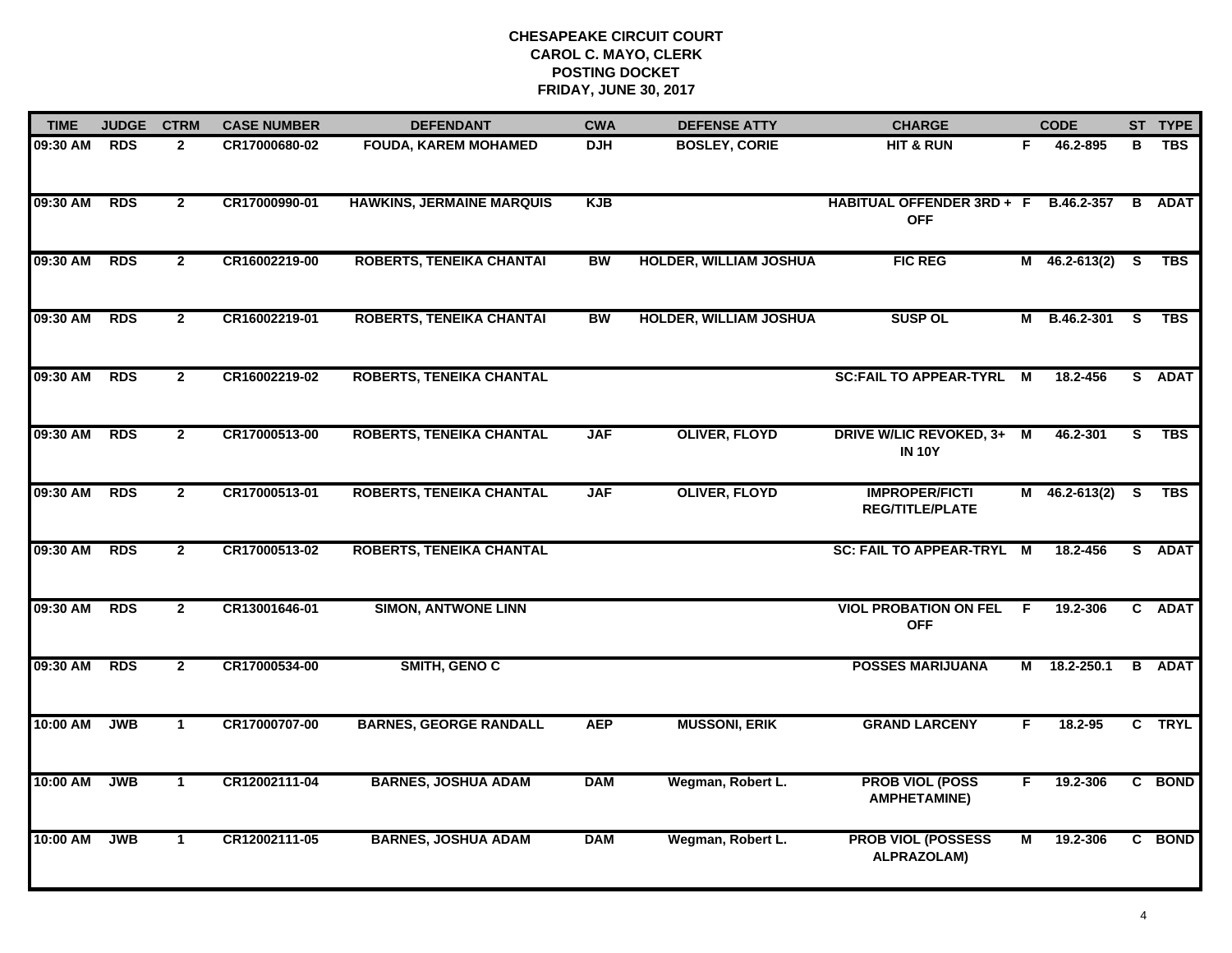**CHESAPEAKE CIRCUIT COURT**
**CAROL C. MAYO, CLERK**
**POSTING DOCKET**
**FRIDAY, JUNE 30, 2017**

| TIME | JUDGE | CTRM | CASE NUMBER | DEFENDANT | CWA | DEFENSE ATTY | CHARGE | | CODE | ST | TYPE |
|---|---|---|---|---|---|---|---|---|---|---|---|
| 09:30 AM | RDS | 2 | CR17000680-02 | FOUDA, KAREM MOHAMED | DJH | BOSLEY, CORIE | HIT & RUN | F | 46.2-895 | B | TBS |
| 09:30 AM | RDS | 2 | CR17000990-01 | HAWKINS, JERMAINE MARQUIS | KJB | | HABITUAL OFFENDER 3RD + OFF | F | B.46.2-357 | B | ADAT |
| 09:30 AM | RDS | 2 | CR16002219-00 | ROBERTS, TENEIKA CHANTAI | BW | HOLDER, WILLIAM JOSHUA | FIC REG | M | 46.2-613(2) | S | TBS |
| 09:30 AM | RDS | 2 | CR16002219-01 | ROBERTS, TENEIKA CHANTAI | BW | HOLDER, WILLIAM JOSHUA | SUSP OL | M | B.46.2-301 | S | TBS |
| 09:30 AM | RDS | 2 | CR16002219-02 | ROBERTS, TENEIKA CHANTAL | | | SC:FAIL TO APPEAR-TYRL | M | 18.2-456 | S | ADAT |
| 09:30 AM | RDS | 2 | CR17000513-00 | ROBERTS, TENEIKA CHANTAL | JAF | OLIVER, FLOYD | DRIVE W/LIC REVOKED, 3+ IN 10Y | M | 46.2-301 | S | TBS |
| 09:30 AM | RDS | 2 | CR17000513-01 | ROBERTS, TENEIKA CHANTAL | JAF | OLIVER, FLOYD | IMPROPER/FICTI REG/TITLE/PLATE | M | 46.2-613(2) | S | TBS |
| 09:30 AM | RDS | 2 | CR17000513-02 | ROBERTS, TENEIKA CHANTAL | | | SC: FAIL TO APPEAR-TRYL | M | 18.2-456 | S | ADAT |
| 09:30 AM | RDS | 2 | CR13001646-01 | SIMON, ANTWONE LINN | | | VIOL PROBATION ON FEL OFF | F | 19.2-306 | C | ADAT |
| 09:30 AM | RDS | 2 | CR17000534-00 | SMITH, GENO C | | | POSSES MARIJUANA | M | 18.2-250.1 | B | ADAT |
| 10:00 AM | JWB | 1 | CR17000707-00 | BARNES, GEORGE RANDALL | AEP | MUSSONI, ERIK | GRAND LARCENY | F | 18.2-95 | C | TRYL |
| 10:00 AM | JWB | 1 | CR12002111-04 | BARNES, JOSHUA ADAM | DAM | Wegman, Robert L. | PROB VIOL (POSS AMPHETAMINE) | F | 19.2-306 | C | BOND |
| 10:00 AM | JWB | 1 | CR12002111-05 | BARNES, JOSHUA ADAM | DAM | Wegman, Robert L. | PROB VIOL (POSSESS ALPRAZOLAM) | M | 19.2-306 | C | BOND |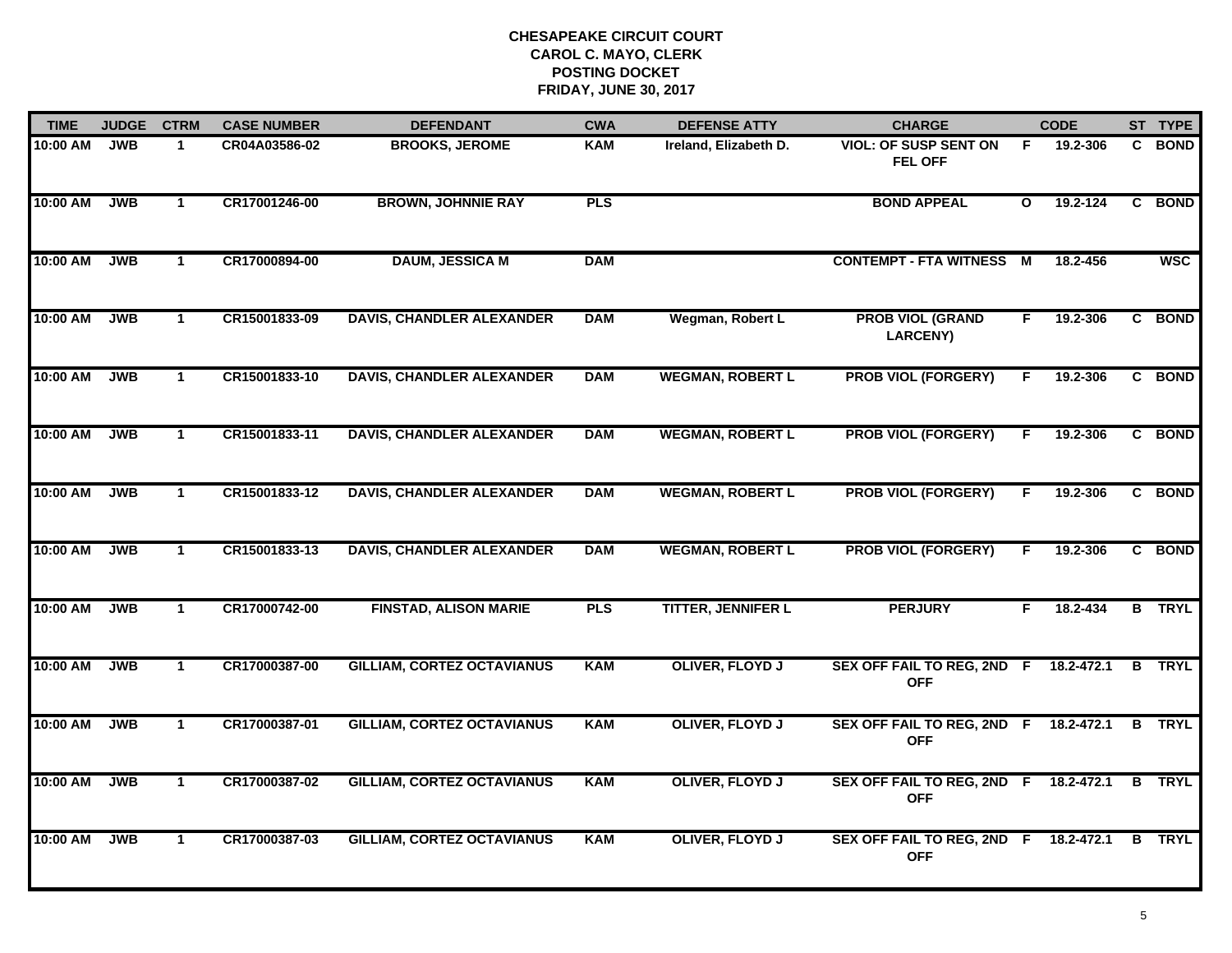**CHESAPEAKE CIRCUIT COURT**
**CAROL C. MAYO, CLERK**
**POSTING DOCKET**
**FRIDAY, JUNE 30, 2017**

| TIME | JUDGE | CTRM | CASE NUMBER | DEFENDANT | CWA | DEFENSE ATTY | CHARGE | | CODE | ST | TYPE |
|---|---|---|---|---|---|---|---|---|---|---|---|
| 10:00 AM | JWB | 1 | CR04A03586-02 | BROOKS, JEROME | KAM | Ireland, Elizabeth D. | VIOL: OF SUSP SENT ON FEL OFF | F | 19.2-306 | C | BOND |
| 10:00 AM | JWB | 1 | CR17001246-00 | BROWN, JOHNNIE RAY | PLS | | BOND APPEAL | O | 19.2-124 | C | BOND |
| 10:00 AM | JWB | 1 | CR17000894-00 | DAUM, JESSICA M | DAM | | CONTEMPT - FTA WITNESS | M | 18.2-456 | | WSC |
| 10:00 AM | JWB | 1 | CR15001833-09 | DAVIS, CHANDLER ALEXANDER | DAM | Wegman, Robert L | PROB VIOL (GRAND LARCENY) | F | 19.2-306 | C | BOND |
| 10:00 AM | JWB | 1 | CR15001833-10 | DAVIS, CHANDLER ALEXANDER | DAM | WEGMAN, ROBERT L | PROB VIOL (FORGERY) | F | 19.2-306 | C | BOND |
| 10:00 AM | JWB | 1 | CR15001833-11 | DAVIS, CHANDLER ALEXANDER | DAM | WEGMAN, ROBERT L | PROB VIOL (FORGERY) | F | 19.2-306 | C | BOND |
| 10:00 AM | JWB | 1 | CR15001833-12 | DAVIS, CHANDLER ALEXANDER | DAM | WEGMAN, ROBERT L | PROB VIOL (FORGERY) | F | 19.2-306 | C | BOND |
| 10:00 AM | JWB | 1 | CR15001833-13 | DAVIS, CHANDLER ALEXANDER | DAM | WEGMAN, ROBERT L | PROB VIOL (FORGERY) | F | 19.2-306 | C | BOND |
| 10:00 AM | JWB | 1 | CR17000742-00 | FINSTAD, ALISON MARIE | PLS | TITTER, JENNIFER L | PERJURY | F | 18.2-434 | B | TRYL |
| 10:00 AM | JWB | 1 | CR17000387-00 | GILLIAM, CORTEZ OCTAVIANUS | KAM | OLIVER, FLOYD J | SEX OFF FAIL TO REG, 2ND OFF | F | 18.2-472.1 | B | TRYL |
| 10:00 AM | JWB | 1 | CR17000387-01 | GILLIAM, CORTEZ OCTAVIANUS | KAM | OLIVER, FLOYD J | SEX OFF FAIL TO REG, 2ND OFF | F | 18.2-472.1 | B | TRYL |
| 10:00 AM | JWB | 1 | CR17000387-02 | GILLIAM, CORTEZ OCTAVIANUS | KAM | OLIVER, FLOYD J | SEX OFF FAIL TO REG, 2ND OFF | F | 18.2-472.1 | B | TRYL |
| 10:00 AM | JWB | 1 | CR17000387-03 | GILLIAM, CORTEZ OCTAVIANUS | KAM | OLIVER, FLOYD J | SEX OFF FAIL TO REG, 2ND OFF | F | 18.2-472.1 | B | TRYL |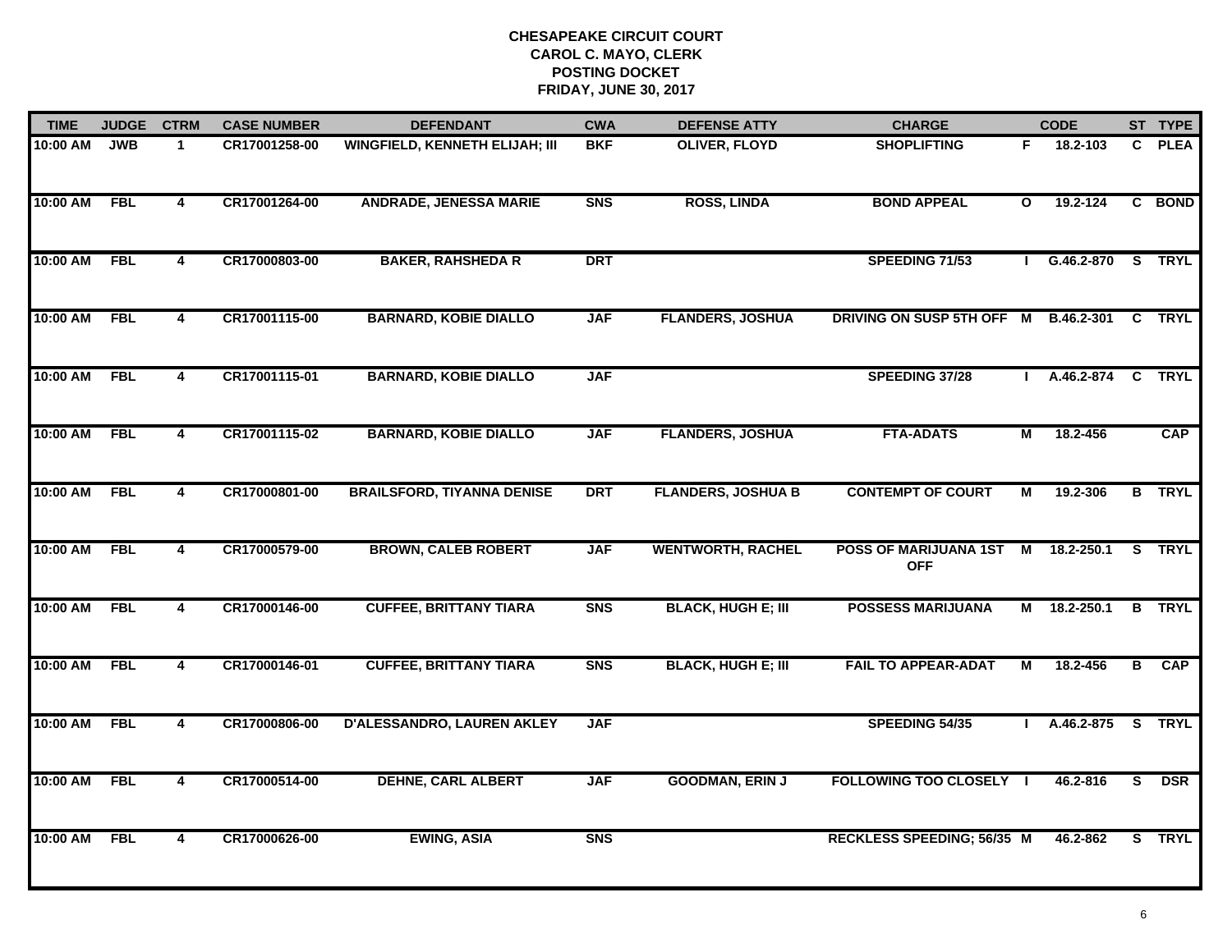**CHESAPEAKE CIRCUIT COURT**
**CAROL C. MAYO, CLERK**
**POSTING DOCKET**
**FRIDAY, JUNE 30, 2017**

| TIME | JUDGE | CTRM | CASE NUMBER | DEFENDANT | CWA | DEFENSE ATTY | CHARGE | | CODE | ST | TYPE |
|---|---|---|---|---|---|---|---|---|---|---|---|
| 10:00 AM | JWB | 1 | CR17001258-00 | WINGFIELD, KENNETH ELIJAH; III | BKF | OLIVER, FLOYD | SHOPLIFTING | F | 18.2-103 | C | PLEA |
| 10:00 AM | FBL | 4 | CR17001264-00 | ANDRADE, JENESSA MARIE | SNS | ROSS, LINDA | BOND APPEAL | O | 19.2-124 | C | BOND |
| 10:00 AM | FBL | 4 | CR17000803-00 | BAKER, RAHSHEDA R | DRT | | SPEEDING 71/53 | I | G.46.2-870 | S | TRYL |
| 10:00 AM | FBL | 4 | CR17001115-00 | BARNARD, KOBIE DIALLO | JAF | FLANDERS, JOSHUA | DRIVING ON SUSP 5TH OFF | M | B.46.2-301 | C | TRYL |
| 10:00 AM | FBL | 4 | CR17001115-01 | BARNARD, KOBIE DIALLO | JAF | | SPEEDING 37/28 | I | A.46.2-874 | C | TRYL |
| 10:00 AM | FBL | 4 | CR17001115-02 | BARNARD, KOBIE DIALLO | JAF | FLANDERS, JOSHUA | FTA-ADATS | M | 18.2-456 | | CAP |
| 10:00 AM | FBL | 4 | CR17000801-00 | BRAILSFORD, TIYANNA DENISE | DRT | FLANDERS, JOSHUA B | CONTEMPT OF COURT | M | 19.2-306 | B | TRYL |
| 10:00 AM | FBL | 4 | CR17000579-00 | BROWN, CALEB ROBERT | JAF | WENTWORTH, RACHEL | POSS OF MARIJUANA 1ST OFF | M | 18.2-250.1 | S | TRYL |
| 10:00 AM | FBL | 4 | CR17000146-00 | CUFFEE, BRITTANY TIARA | SNS | BLACK, HUGH E; III | POSSESS MARIJUANA | M | 18.2-250.1 | B | TRYL |
| 10:00 AM | FBL | 4 | CR17000146-01 | CUFFEE, BRITTANY TIARA | SNS | BLACK, HUGH E; III | FAIL TO APPEAR-ADAT | M | 18.2-456 | B | CAP |
| 10:00 AM | FBL | 4 | CR17000806-00 | D'ALESSANDRO, LAUREN AKLEY | JAF | | SPEEDING 54/35 | I | A.46.2-875 | S | TRYL |
| 10:00 AM | FBL | 4 | CR17000514-00 | DEHNE, CARL ALBERT | JAF | GOODMAN, ERIN J | FOLLOWING TOO CLOSELY | I | 46.2-816 | S | DSR |
| 10:00 AM | FBL | 4 | CR17000626-00 | EWING, ASIA | SNS | | RECKLESS SPEEDING; 56/35 | M | 46.2-862 | S | TRYL |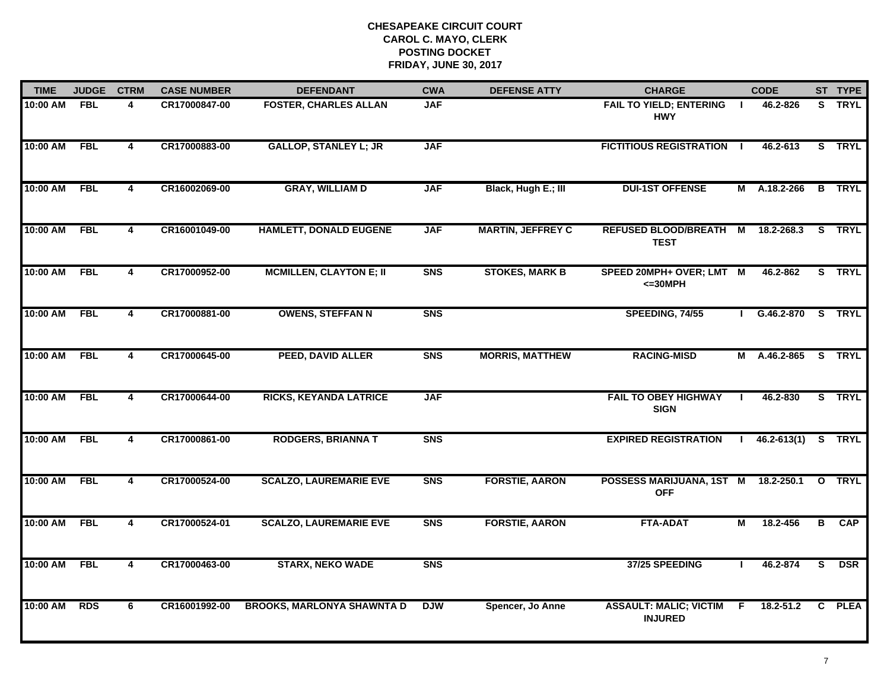**CHESAPEAKE CIRCUIT COURT**
**CAROL C. MAYO, CLERK**
**POSTING DOCKET**
**FRIDAY, JUNE 30, 2017**

| TIME | JUDGE | CTRM | CASE NUMBER | DEFENDANT | CWA | DEFENSE ATTY | CHARGE | | CODE | ST | TYPE |
|---|---|---|---|---|---|---|---|---|---|---|---|
| 10:00 AM | FBL | 4 | CR17000847-00 | FOSTER, CHARLES ALLAN | JAF | | FAIL TO YIELD; ENTERING HWY | I | 46.2-826 | S | TRYL |
| 10:00 AM | FBL | 4 | CR17000883-00 | GALLOP, STANLEY L; JR | JAF | | FICTITIOUS REGISTRATION | I | 46.2-613 | S | TRYL |
| 10:00 AM | FBL | 4 | CR16002069-00 | GRAY, WILLIAM D | JAF | Black, Hugh E.; III | DUI-1ST OFFENSE | M | A.18.2-266 | B | TRYL |
| 10:00 AM | FBL | 4 | CR16001049-00 | HAMLETT, DONALD EUGENE | JAF | MARTIN, JEFFREY C | REFUSED BLOOD/BREATH TEST | M | 18.2-268.3 | S | TRYL |
| 10:00 AM | FBL | 4 | CR17000952-00 | MCMILLEN, CLAYTON E; II | SNS | STOKES, MARK B | SPEED 20MPH+ OVER; LMT <=30MPH | M | 46.2-862 | S | TRYL |
| 10:00 AM | FBL | 4 | CR17000881-00 | OWENS, STEFFAN N | SNS | | SPEEDING, 74/55 | I | G.46.2-870 | S | TRYL |
| 10:00 AM | FBL | 4 | CR17000645-00 | PEED, DAVID ALLER | SNS | MORRIS, MATTHEW | RACING-MISD | M | A.46.2-865 | S | TRYL |
| 10:00 AM | FBL | 4 | CR17000644-00 | RICKS, KEYANDA LATRICE | JAF | | FAIL TO OBEY HIGHWAY SIGN | I | 46.2-830 | S | TRYL |
| 10:00 AM | FBL | 4 | CR17000861-00 | RODGERS, BRIANNA T | SNS | | EXPIRED REGISTRATION | I | 46.2-613(1) | S | TRYL |
| 10:00 AM | FBL | 4 | CR17000524-00 | SCALZO, LAUREMARIE EVE | SNS | FORSTIE, AARON | POSSESS MARIJUANA, 1ST OFF | M | 18.2-250.1 | O | TRYL |
| 10:00 AM | FBL | 4 | CR17000524-01 | SCALZO, LAUREMARIE EVE | SNS | FORSTIE, AARON | FTA-ADAT | M | 18.2-456 | B | CAP |
| 10:00 AM | FBL | 4 | CR17000463-00 | STARX, NEKO WADE | SNS | | 37/25 SPEEDING | I | 46.2-874 | S | DSR |
| 10:00 AM | RDS | 6 | CR16001992-00 | BROOKS, MARLONYA SHAWNTA D | DJW | Spencer, Jo Anne | ASSAULT: MALIC; VICTIM INJURED | F | 18.2-51.2 | C | PLEA |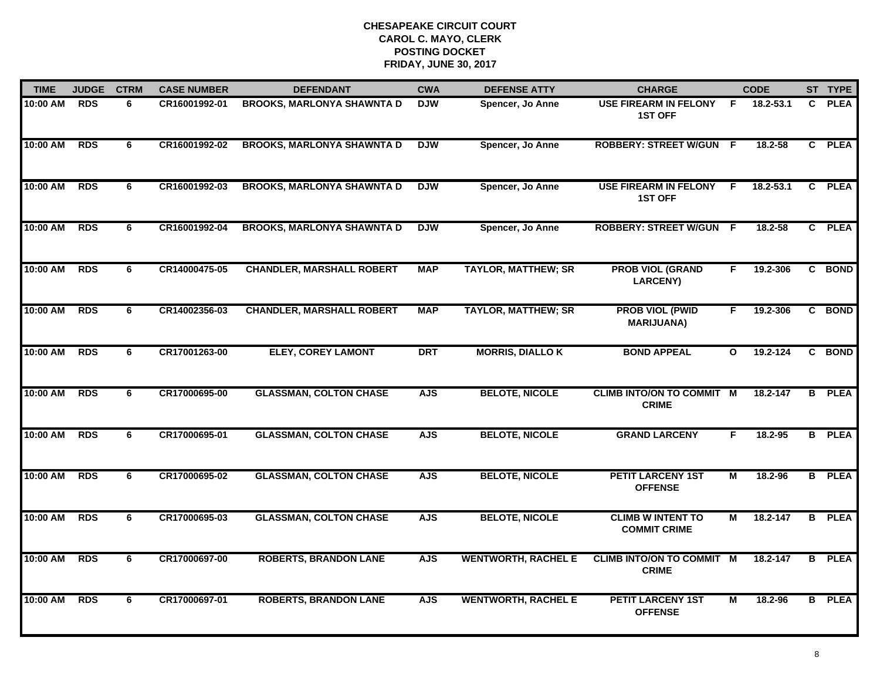**CHESAPEAKE CIRCUIT COURT**
**CAROL C. MAYO, CLERK**
**POSTING DOCKET**
**FRIDAY, JUNE 30, 2017**

| TIME | JUDGE | CTRM | CASE NUMBER | DEFENDANT | CWA | DEFENSE ATTY | CHARGE | | CODE | ST | TYPE |
|---|---|---|---|---|---|---|---|---|---|---|---|
| 10:00 AM | RDS | 6 | CR16001992-01 | BROOKS, MARLONYA SHAWNTA D | DJW | Spencer, Jo Anne | USE FIREARM IN FELONY 1ST OFF | F | 18.2-53.1 | C | PLEA |
| 10:00 AM | RDS | 6 | CR16001992-02 | BROOKS, MARLONYA SHAWNTA D | DJW | Spencer, Jo Anne | ROBBERY: STREET W/GUN | F | 18.2-58 | C | PLEA |
| 10:00 AM | RDS | 6 | CR16001992-03 | BROOKS, MARLONYA SHAWNTA D | DJW | Spencer, Jo Anne | USE FIREARM IN FELONY 1ST OFF | F | 18.2-53.1 | C | PLEA |
| 10:00 AM | RDS | 6 | CR16001992-04 | BROOKS, MARLONYA SHAWNTA D | DJW | Spencer, Jo Anne | ROBBERY: STREET W/GUN | F | 18.2-58 | C | PLEA |
| 10:00 AM | RDS | 6 | CR14000475-05 | CHANDLER, MARSHALL ROBERT | MAP | TAYLOR, MATTHEW; SR | PROB VIOL (GRAND LARCENY) | F | 19.2-306 | C | BOND |
| 10:00 AM | RDS | 6 | CR14002356-03 | CHANDLER, MARSHALL ROBERT | MAP | TAYLOR, MATTHEW; SR | PROB VIOL (PWID MARIJUANA) | F | 19.2-306 | C | BOND |
| 10:00 AM | RDS | 6 | CR17001263-00 | ELEY, COREY LAMONT | DRT | MORRIS, DIALLO K | BOND APPEAL | O | 19.2-124 | C | BOND |
| 10:00 AM | RDS | 6 | CR17000695-00 | GLASSMAN, COLTON CHASE | AJS | BELOTE, NICOLE | CLIMB INTO/ON TO COMMIT CRIME | M | 18.2-147 | B | PLEA |
| 10:00 AM | RDS | 6 | CR17000695-01 | GLASSMAN, COLTON CHASE | AJS | BELOTE, NICOLE | GRAND LARCENY | F | 18.2-95 | B | PLEA |
| 10:00 AM | RDS | 6 | CR17000695-02 | GLASSMAN, COLTON CHASE | AJS | BELOTE, NICOLE | PETIT LARCENY 1ST OFFENSE | M | 18.2-96 | B | PLEA |
| 10:00 AM | RDS | 6 | CR17000695-03 | GLASSMAN, COLTON CHASE | AJS | BELOTE, NICOLE | CLIMB W INTENT TO COMMIT CRIME | M | 18.2-147 | B | PLEA |
| 10:00 AM | RDS | 6 | CR17000697-00 | ROBERTS, BRANDON LANE | AJS | WENTWORTH, RACHEL E | CLIMB INTO/ON TO COMMIT CRIME | M | 18.2-147 | B | PLEA |
| 10:00 AM | RDS | 6 | CR17000697-01 | ROBERTS, BRANDON LANE | AJS | WENTWORTH, RACHEL E | PETIT LARCENY 1ST OFFENSE | M | 18.2-96 | B | PLEA |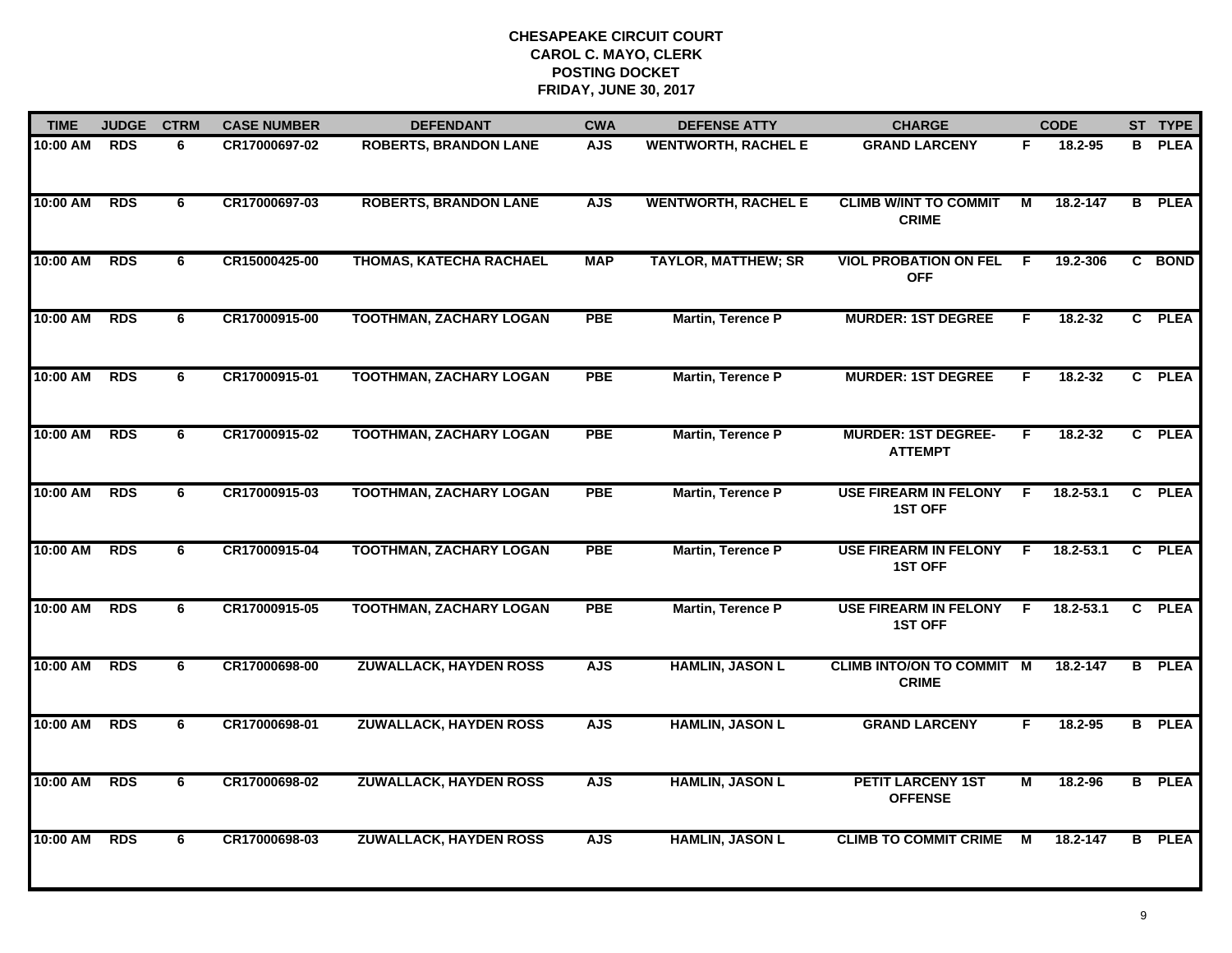# CHESAPEAKE CIRCUIT COURT
## CAROL C. MAYO, CLERK
## POSTING DOCKET
## FRIDAY, JUNE 30, 2017

| TIME | JUDGE | CTRM | CASE NUMBER | DEFENDANT | CWA | DEFENSE ATTY | CHARGE | | CODE | ST | TYPE |
|---|---|---|---|---|---|---|---|---|---|---|---|
| 10:00 AM | RDS | 6 | CR17000697-02 | ROBERTS, BRANDON LANE | AJS | WENTWORTH, RACHEL E | GRAND LARCENY | F | 18.2-95 | B | PLEA |
| 10:00 AM | RDS | 6 | CR17000697-03 | ROBERTS, BRANDON LANE | AJS | WENTWORTH, RACHEL E | CLIMB W/INT TO COMMIT CRIME | M | 18.2-147 | B | PLEA |
| 10:00 AM | RDS | 6 | CR15000425-00 | THOMAS, KATECHA RACHAEL | MAP | TAYLOR, MATTHEW; SR | VIOL PROBATION ON FEL OFF | F | 19.2-306 | C | BOND |
| 10:00 AM | RDS | 6 | CR17000915-00 | TOOTHMAN, ZACHARY LOGAN | PBE | Martin, Terence P | MURDER: 1ST DEGREE | F | 18.2-32 | C | PLEA |
| 10:00 AM | RDS | 6 | CR17000915-01 | TOOTHMAN, ZACHARY LOGAN | PBE | Martin, Terence P | MURDER: 1ST DEGREE | F | 18.2-32 | C | PLEA |
| 10:00 AM | RDS | 6 | CR17000915-02 | TOOTHMAN, ZACHARY LOGAN | PBE | Martin, Terence P | MURDER: 1ST DEGREE-ATTEMPT | F | 18.2-32 | C | PLEA |
| 10:00 AM | RDS | 6 | CR17000915-03 | TOOTHMAN, ZACHARY LOGAN | PBE | Martin, Terence P | USE FIREARM IN FELONY 1ST OFF | F | 18.2-53.1 | C | PLEA |
| 10:00 AM | RDS | 6 | CR17000915-04 | TOOTHMAN, ZACHARY LOGAN | PBE | Martin, Terence P | USE FIREARM IN FELONY 1ST OFF | F | 18.2-53.1 | C | PLEA |
| 10:00 AM | RDS | 6 | CR17000915-05 | TOOTHMAN, ZACHARY LOGAN | PBE | Martin, Terence P | USE FIREARM IN FELONY 1ST OFF | F | 18.2-53.1 | C | PLEA |
| 10:00 AM | RDS | 6 | CR17000698-00 | ZUWALLACK, HAYDEN ROSS | AJS | HAMLIN, JASON L | CLIMB INTO/ON TO COMMIT CRIME | M | 18.2-147 | B | PLEA |
| 10:00 AM | RDS | 6 | CR17000698-01 | ZUWALLACK, HAYDEN ROSS | AJS | HAMLIN, JASON L | GRAND LARCENY | F | 18.2-95 | B | PLEA |
| 10:00 AM | RDS | 6 | CR17000698-02 | ZUWALLACK, HAYDEN ROSS | AJS | HAMLIN, JASON L | PETIT LARCENY 1ST OFFENSE | M | 18.2-96 | B | PLEA |
| 10:00 AM | RDS | 6 | CR17000698-03 | ZUWALLACK, HAYDEN ROSS | AJS | HAMLIN, JASON L | CLIMB TO COMMIT CRIME | M | 18.2-147 | B | PLEA |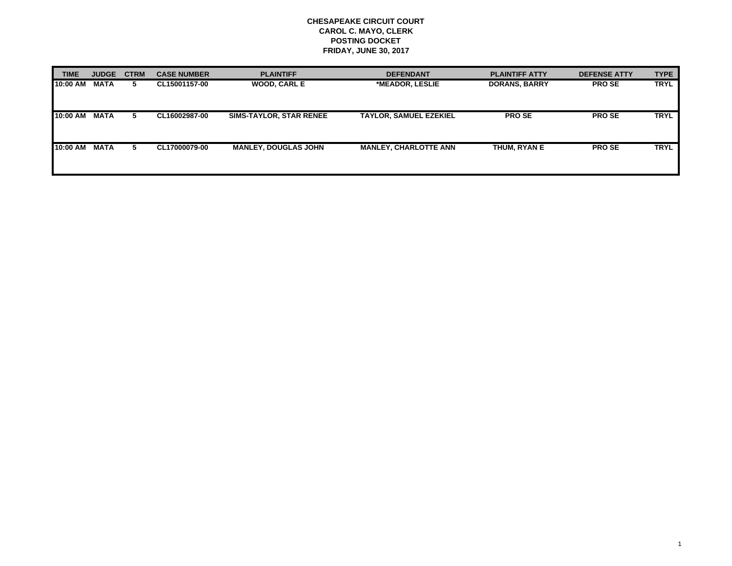**CHESAPEAKE CIRCUIT COURT**
**CAROL C. MAYO, CLERK**
**POSTING DOCKET**
**FRIDAY, JUNE 30, 2017**

| TIME | JUDGE | CTRM | CASE NUMBER | PLAINTIFF | DEFENDANT | PLAINTIFF ATTY | DEFENSE ATTY | TYPE |
|---|---|---|---|---|---|---|---|---|
| 10:00 AM | MATA | 5 | CL15001157-00 | WOOD, CARL E | *MEADOR, LESLIE | DORANS, BARRY | PRO SE | TRYL |
| 10:00 AM | MATA | 5 | CL16002987-00 | SIMS-TAYLOR, STAR RENEE | TAYLOR, SAMUEL EZEKIEL | PRO SE | PRO SE | TRYL |
| 10:00 AM | MATA | 5 | CL17000079-00 | MANLEY, DOUGLAS JOHN | MANLEY, CHARLOTTE ANN | THUM, RYAN E | PRO SE | TRYL |